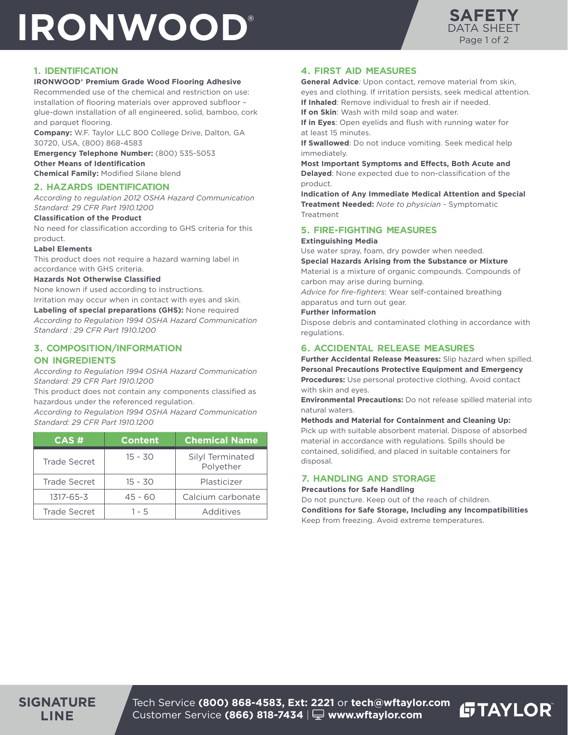# IRONWOOD®

## SAFETY DATA SHEET

## 1. IDENTIFICATION

**IRONWOOD® Premium Grade Wood Flooring Adhesive**

Recommended use of the chemical and restriction on use: installation of flooring materials over approved subfloor – glue-down installation of all engineered, solid, bamboo, cork and parquet flooring.

**Company:** W.F. Taylor LLC 800 College Drive, Dalton, GA 30720, USA, (800) 868-4583

**Emergency Telephone Number:** (800) 535-5053

**Other Means of Identification**

**Chemical Family:** Modified Silane blend

## 2. HAZARDS IDENTIFICATION

*According to regulation 2012 OSHA Hazard Communication Standard: 29 CFR Part 1910.1200*

**Classification of the Product**

No need for classification according to GHS criteria for this product.

**Label Elements**

This product does not require a hazard warning label in accordance with GHS criteria.

**Hazards Not Otherwise Classified**

None known if used according to instructions.

Irritation may occur when in contact with eyes and skin.

**Labeling of special preparations (GHS):** None required

*According to Regulation 1994 OSHA Hazard Communication Standard : 29 CFR Part 1910.1200*

## 3. COMPOSITION/INFORMATION ON INGREDIENTS

*According to Regulation 1994 OSHA Hazard Communication Standard: 29 CFR Part 1910.1200*

This product does not contain any components classified as hazardous under the referenced regulation.

*According to Regulation 1994 OSHA Hazard Communication Standard: 29 CFR Part 1910.1200*

| CAS # | Content | Chemical Name |
|---|---|---|
| Trade Secret | 15 - 30 | Silyl Terminated Polyether |
| Trade Secret | 15 - 30 | Plasticizer |
| 1317-65-3 | 45 - 60 | Calcium carbonate |
| Trade Secret | 1 - 5 | Additives |

## 4. FIRST AID MEASURES

**General Advice***:* Upon contact, remove material from skin, eyes and clothing. If irritation persists, seek medical attention.

**If Inhaled**: Remove individual to fresh air if needed.

**If on Skin**: Wash with mild soap and water.

**If in Eyes**: Open eyelids and flush with running water for at least 15 minutes.

**If Swallowed**: Do not induce vomiting. Seek medical help immediately.

**Most Important Symptoms and Effects, Both Acute and Delayed**: None expected due to non-classification of the product.

**Indication of Any Immediate Medical Attention and Special Treatment Needed:** *Note to physician* - Symptomatic Treatment

## 5. FIRE-FIGHTING MEASURES

**Extinguishing Media**

Use water spray, foam, dry powder when needed.

**Special Hazards Arising from the Substance or Mixture**

Material is a mixture of organic compounds. Compounds of carbon may arise during burning.

*Advice for fire-fighters*: Wear self-contained breathing apparatus and turn out gear.

**Further Information**

Dispose debris and contaminated clothing in accordance with regulations.

## 6. ACCIDENTAL RELEASE MEASURES

**Further Accidental Release Measures:** Slip hazard when spilled.

**Personal Precautions Protective Equipment and Emergency Procedures:** Use personal protective clothing. Avoid contact with skin and eyes.

**Environmental Precautions:** Do not release spilled material into natural waters.

**Methods and Material for Containment and Cleaning Up:** Pick up with suitable absorbent material. Dispose of absorbed material in accordance with regulations. Spills should be contained, solidified, and placed in suitable containers for disposal.

## 7. HANDLING AND STORAGE

**Precautions for Safe Handling**

Do not puncture. Keep out of the reach of children.

**Conditions for Safe Storage, Including any Incompatibilities**

Keep from freezing. Avoid extreme temperatures.

SIGNATURE LINE

Tech Service **(800) 868-4583, Ext: 2221** or **tech@wftaylor.com**
Customer Service **(866) 818-7434** | **www.wftaylor.com**

TAYLOR™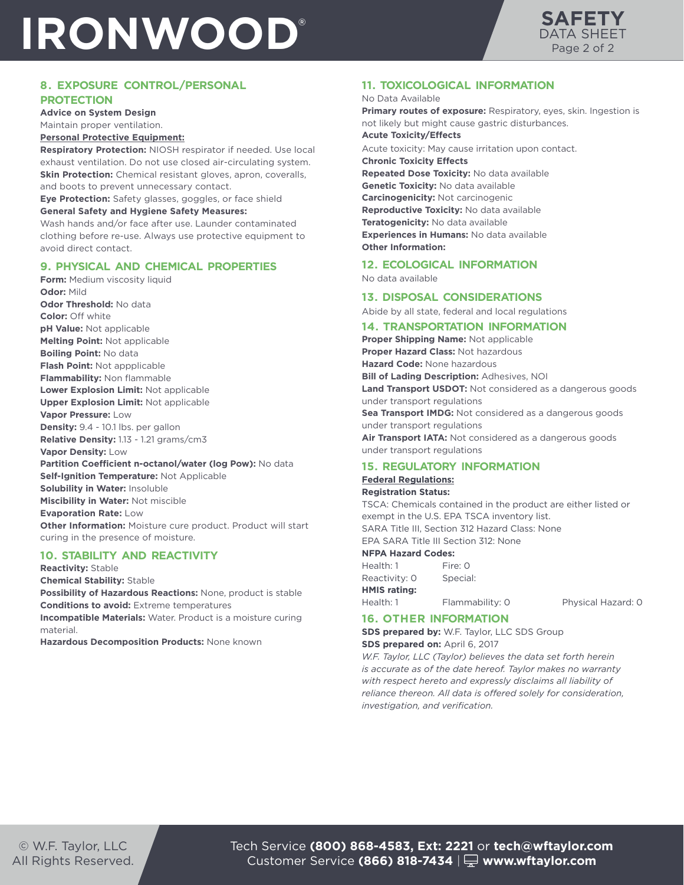## 8. EXPOSURE CONTROL/PERSONAL PROTECTION

**Advice on System Design**

Maintain proper ventilation.

**Personal Protective Equipment:**

**Respiratory Protection:** NIOSH respirator if needed. Use local exhaust ventilation. Do not use closed air-circulating system.

**Skin Protection:** Chemical resistant gloves, apron, coveralls, and boots to prevent unnecessary contact.

**Eye Protection:** Safety glasses, goggles, or face shield

**General Safety and Hygiene Safety Measures:**

Wash hands and/or face after use. Launder contaminated clothing before re-use. Always use protective equipment to avoid direct contact.

## 9. PHYSICAL AND CHEMICAL PROPERTIES

**Form:** Medium viscosity liquid
**Odor:** Mild
**Odor Threshold:** No data
**Color:** Off white
**pH Value:** Not applicable
**Melting Point:** Not applicable
**Boiling Point:** No data
**Flash Point:** Not appplicable
**Flammability:** Non flammable
**Lower Explosion Limit:** Not applicable
**Upper Explosion Limit:** Not applicable
**Vapor Pressure:** Low
**Density:** 9.4 - 10.1 lbs. per gallon
**Relative Density:** 1.13 - 1.21 grams/cm3
**Vapor Density:** Low
**Partition Coefficient n-octanol/water (log Pow):** No data
**Self-Ignition Temperature:** Not Applicable
**Solubility in Water:** Insoluble
**Miscibility in Water:** Not miscible
**Evaporation Rate:** Low
**Other Information:** Moisture cure product. Product will start curing in the presence of moisture.

## 10. STABILITY AND REACTIVITY

**Reactivity:** Stable
**Chemical Stability:** Stable
**Possibility of Hazardous Reactions:** None, product is stable
**Conditions to avoid:** Extreme temperatures
**Incompatible Materials:** Water. Product is a moisture curing material.
**Hazardous Decomposition Products:** None known

## 11. TOXICOLOGICAL INFORMATION

No Data Available

**Primary routes of exposure:** Respiratory, eyes, skin. Ingestion is not likely but might cause gastric disturbances.

**Acute Toxicity/Effects**

Acute toxicity: May cause irritation upon contact.

**Chronic Toxicity Effects**

**Repeated Dose Toxicity:** No data available
**Genetic Toxicity:** No data available
**Carcinogenicity:** Not carcinogenic
**Reproductive Toxicity:** No data available
**Teratogenicity:** No data available
**Experiences in Humans:** No data available
**Other Information:**

## 12. ECOLOGICAL INFORMATION

No data available

## 13. DISPOSAL CONSIDERATIONS

Abide by all state, federal and local regulations

## 14. TRANSPORTATION INFORMATION

**Proper Shipping Name:** Not applicable
**Proper Hazard Class:** Not hazardous
**Hazard Code:** None hazardous
**Bill of Lading Description:** Adhesives, NOI
**Land Transport USDOT:** Not considered as a dangerous goods under transport regulations
**Sea Transport IMDG:** Not considered as a dangerous goods under transport regulations
**Air Transport IATA:** Not considered as a dangerous goods under transport regulations

## 15. REGULATORY INFORMATION

**Federal Regulations:**

**Registration Status:**

TSCA: Chemicals contained in the product are either listed or exempt in the U.S. EPA TSCA inventory list.

SARA Title III, Section 312 Hazard Class: None

EPA SARA Title III Section 312: None

**NFPA Hazard Codes:**

| | | |
|---|---|---|
| Health: 1 | Fire: 0 | |
| Reactivity: 0 | Special: | |
| **HMIS rating:** | | |
| Health: 1 | Flammability: 0 | Physical Hazard: 0 |

## 16. OTHER INFORMATION

**SDS prepared by:** W.F. Taylor, LLC SDS Group
**SDS prepared on:** April 6, 2017

*W.F. Taylor, LLC (Taylor) believes the data set forth herein is accurate as of the date hereof. Taylor makes no warranty with respect hereto and expressly disclaims all liability of reliance thereon. All data is offered solely for consideration, investigation, and verification.*